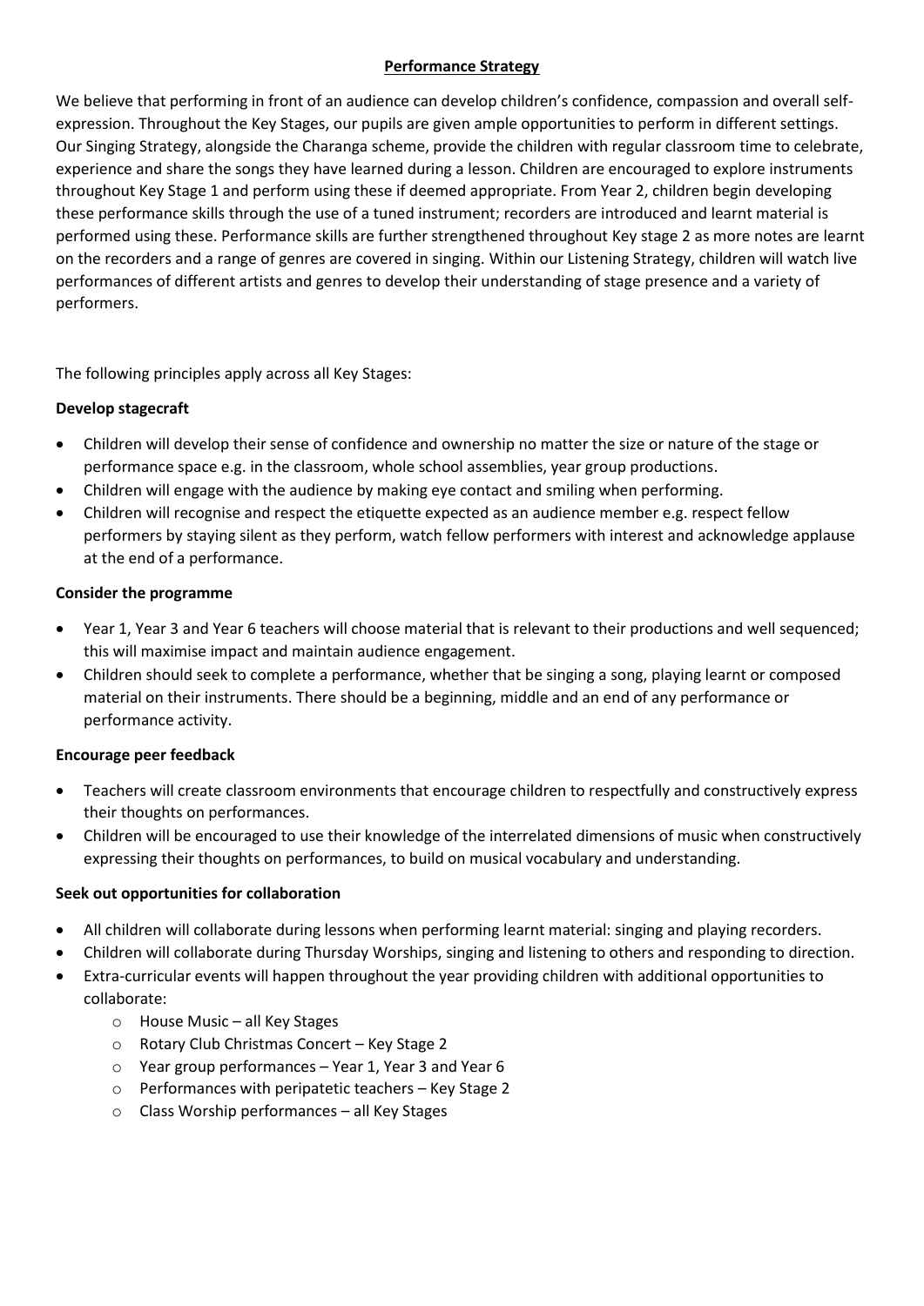# Performance Strategy

We believe that performing in front of an audience can develop children's confidence, compassion and overall self-expression. Throughout the Key Stages, our pupils are given ample opportunities to perform in different settings. Our Singing Strategy, alongside the Charanga scheme, provide the children with regular classroom time to celebrate, experience and share the songs they have learned during a lesson. Children are encouraged to explore instruments throughout Key Stage 1 and perform using these if deemed appropriate. From Year 2, children begin developing these performance skills through the use of a tuned instrument; recorders are introduced and learnt material is performed using these. Performance skills are further strengthened throughout Key stage 2 as more notes are learnt on the recorders and a range of genres are covered in singing. Within our Listening Strategy, children will watch live performances of different artists and genres to develop their understanding of stage presence and a variety of performers.

The following principles apply across all Key Stages:

**Develop stagecraft**

- Children will develop their sense of confidence and ownership no matter the size or nature of the stage or performance space e.g. in the classroom, whole school assemblies, year group productions.
- Children will engage with the audience by making eye contact and smiling when performing.
- Children will recognise and respect the etiquette expected as an audience member e.g. respect fellow performers by staying silent as they perform, watch fellow performers with interest and acknowledge applause at the end of a performance.

**Consider the programme**

- Year 1, Year 3 and Year 6 teachers will choose material that is relevant to their productions and well sequenced; this will maximise impact and maintain audience engagement.
- Children should seek to complete a performance, whether that be singing a song, playing learnt or composed material on their instruments. There should be a beginning, middle and an end of any performance or performance activity.

**Encourage peer feedback**

- Teachers will create classroom environments that encourage children to respectfully and constructively express their thoughts on performances.
- Children will be encouraged to use their knowledge of the interrelated dimensions of music when constructively expressing their thoughts on performances, to build on musical vocabulary and understanding.

**Seek out opportunities for collaboration**

- All children will collaborate during lessons when performing learnt material: singing and playing recorders.
- Children will collaborate during Thursday Worships, singing and listening to others and responding to direction.
- Extra-curricular events will happen throughout the year providing children with additional opportunities to collaborate:
  - House Music – all Key Stages
  - Rotary Club Christmas Concert – Key Stage 2
  - Year group performances – Year 1, Year 3 and Year 6
  - Performances with peripatetic teachers – Key Stage 2
  - Class Worship performances – all Key Stages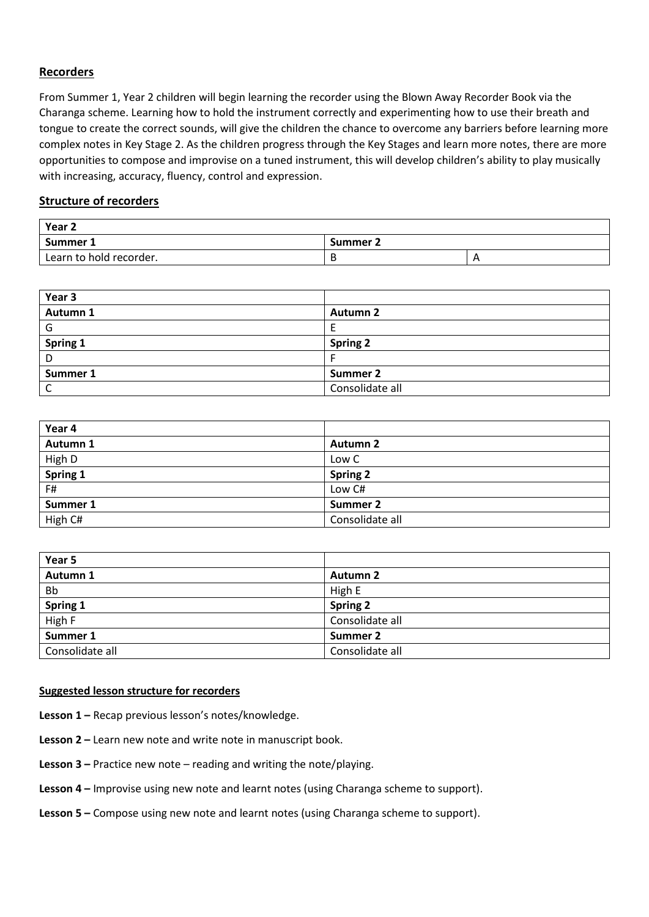## Recorders

From Summer 1, Year 2 children will begin learning the recorder using the Blown Away Recorder Book via the Charanga scheme. Learning how to hold the instrument correctly and experimenting how to use their breath and tongue to create the correct sounds, will give the children the chance to overcome any barriers before learning more complex notes in Key Stage 2. As the children progress through the Key Stages and learn more notes, there are more opportunities to compose and improvise on a tuned instrument, this will develop children's ability to play musically with increasing, accuracy, fluency, control and expression.

## Structure of recorders

| **Year 2** | | |
|---|---|---|
| **Summer 1** | **Summer 2** | |
| Learn to hold recorder. | B | A |

| **Year 3** | |
|---|---|
| **Autumn 1** | **Autumn 2** |
| G | E |
| **Spring 1** | **Spring 2** |
| D | F |
| **Summer 1** | **Summer 2** |
| C | Consolidate all |

| **Year 4** | |
|---|---|
| **Autumn 1** | **Autumn 2** |
| High D | Low C |
| **Spring 1** | **Spring 2** |
| F# | Low C# |
| **Summer 1** | **Summer 2** |
| High C# | Consolidate all |

| **Year 5** | |
|---|---|
| **Autumn 1** | **Autumn 2** |
| Bb | High E |
| **Spring 1** | **Spring 2** |
| High F | Consolidate all |
| **Summer 1** | **Summer 2** |
| Consolidate all | Consolidate all |

### Suggested lesson structure for recorders

**Lesson 1 –** Recap previous lesson's notes/knowledge.

**Lesson 2 –** Learn new note and write note in manuscript book.

**Lesson 3 –** Practice new note – reading and writing the note/playing.

**Lesson 4 –** Improvise using new note and learnt notes (using Charanga scheme to support).

**Lesson 5 –** Compose using new note and learnt notes (using Charanga scheme to support).